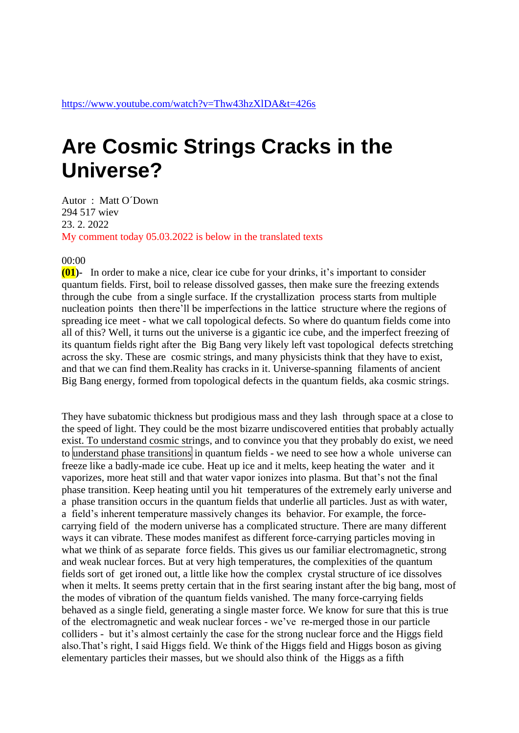https://www.youtube.com/watch?v=Thw43hzXlDA&t=426s

# Are Cosmic Strings Cracks in the Universe?

Autor : Matt O´Down
294 517 wiev
23. 2. 2022
My comment today 05.03.2022 is below in the translated texts

00:00
**(01)**- In order to make a nice, clear ice cube for your drinks, it's important to consider quantum fields. First, boil to release dissolved gasses, then make sure the freezing extends through the cube from a single surface. If the crystallization process starts from multiple nucleation points then there'll be imperfections in the lattice structure where the regions of spreading ice meet - what we call topological defects. So where do quantum fields come into all of this? Well, it turns out the universe is a gigantic ice cube, and the imperfect freezing of its quantum fields right after the Big Bang very likely left vast topological defects stretching across the sky. These are cosmic strings, and many physicists think that they have to exist, and that we can find them.Reality has cracks in it. Universe-spanning filaments of ancient Big Bang energy, formed from topological defects in the quantum fields, aka cosmic strings.

They have subatomic thickness but prodigious mass and they lash through space at a close to the speed of light. They could be the most bizarre undiscovered entities that probably actually exist. To understand cosmic strings, and to convince you that they probably do exist, we need to understand phase transitions in quantum fields - we need to see how a whole universe can freeze like a badly-made ice cube. Heat up ice and it melts, keep heating the water and it vaporizes, more heat still and that water vapor ionizes into plasma. But that's not the final phase transition. Keep heating until you hit temperatures of the extremely early universe and a phase transition occurs in the quantum fields that underlie all particles. Just as with water, a field's inherent temperature massively changes its behavior. For example, the force-carrying field of the modern universe has a complicated structure. There are many different ways it can vibrate. These modes manifest as different force-carrying particles moving in what we think of as separate force fields. This gives us our familiar electromagnetic, strong and weak nuclear forces. But at very high temperatures, the complexities of the quantum fields sort of get ironed out, a little like how the complex crystal structure of ice dissolves when it melts. It seems pretty certain that in the first searing instant after the big bang, most of the modes of vibration of the quantum fields vanished. The many force-carrying fields behaved as a single field, generating a single master force. We know for sure that this is true of the electromagnetic and weak nuclear forces - we've re-merged those in our particle colliders - but it's almost certainly the case for the strong nuclear force and the Higgs field also.That's right, I said Higgs field. We think of the Higgs field and Higgs boson as giving elementary particles their masses, but we should also think of the Higgs as a fifth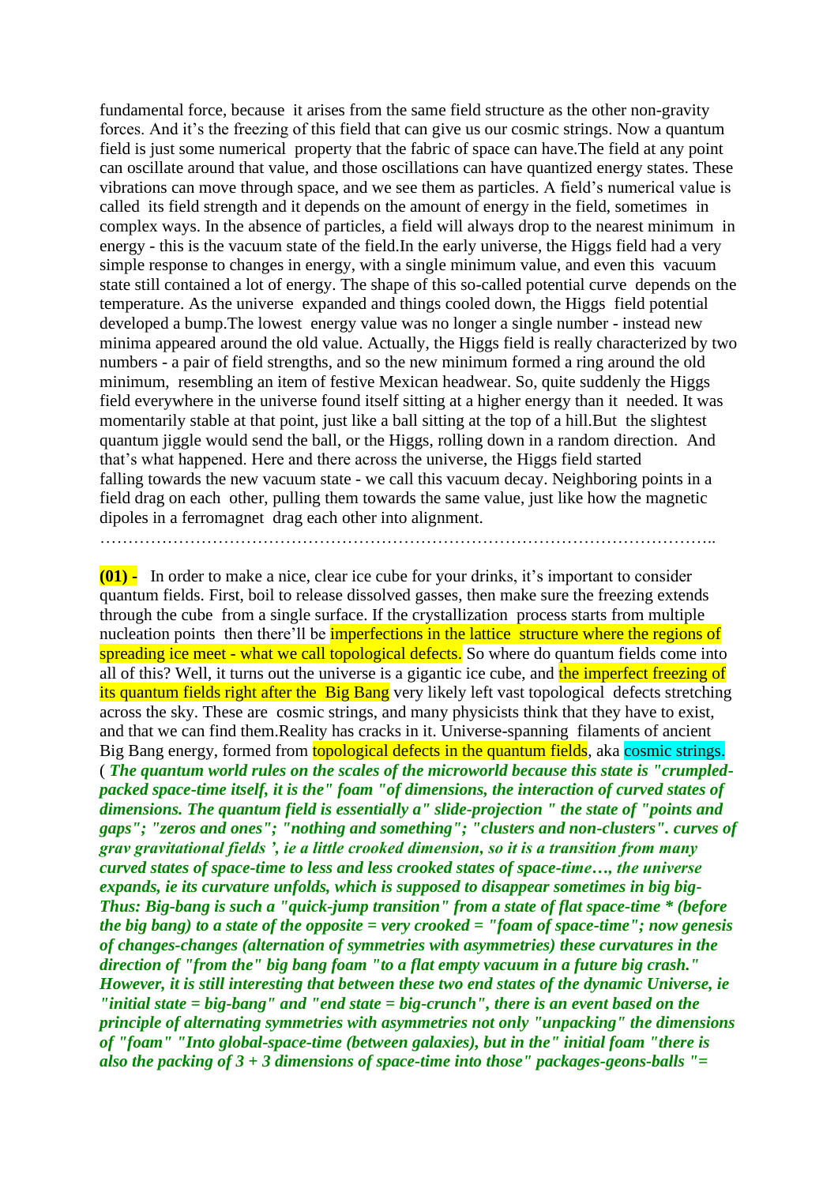fundamental force, because it arises from the same field structure as the other non-gravity forces. And it's the freezing of this field that can give us our cosmic strings. Now a quantum field is just some numerical property that the fabric of space can have.The field at any point can oscillate around that value, and those oscillations can have quantized energy states. These vibrations can move through space, and we see them as particles. A field's numerical value is called its field strength and it depends on the amount of energy in the field, sometimes in complex ways. In the absence of particles, a field will always drop to the nearest minimum in energy - this is the vacuum state of the field.In the early universe, the Higgs field had a very simple response to changes in energy, with a single minimum value, and even this vacuum state still contained a lot of energy. The shape of this so-called potential curve depends on the temperature. As the universe expanded and things cooled down, the Higgs field potential developed a bump.The lowest energy value was no longer a single number - instead new minima appeared around the old value. Actually, the Higgs field is really characterized by two numbers - a pair of field strengths, and so the new minimum formed a ring around the old minimum, resembling an item of festive Mexican headwear. So, quite suddenly the Higgs field everywhere in the universe found itself sitting at a higher energy than it needed. It was momentarily stable at that point, just like a ball sitting at the top of a hill.But the slightest quantum jiggle would send the ball, or the Higgs, rolling down in a random direction. And that's what happened. Here and there across the universe, the Higgs field started falling towards the new vacuum state - we call this vacuum decay. Neighboring points in a field drag on each other, pulling them towards the same value, just like how the magnetic dipoles in a ferromagnet drag each other into alignment.

………………………………………………………………………………………………..

**(01) -** In order to make a nice, clear ice cube for your drinks, it's important to consider quantum fields. First, boil to release dissolved gasses, then make sure the freezing extends through the cube from a single surface. If the crystallization process starts from multiple nucleation points then there'll be imperfections in the lattice structure where the regions of spreading ice meet - what we call topological defects. So where do quantum fields come into all of this? Well, it turns out the universe is a gigantic ice cube, and the imperfect freezing of its quantum fields right after the Big Bang very likely left vast topological defects stretching across the sky. These are cosmic strings, and many physicists think that they have to exist, and that we can find them.Reality has cracks in it. Universe-spanning filaments of ancient Big Bang energy, formed from topological defects in the quantum fields, aka cosmic strings. ( ***The quantum world rules on the scales of the microworld because this state is "crumpled-packed space-time itself, it is the" foam "of dimensions, the interaction of curved states of dimensions. The quantum field is essentially a" slide-projection " the state of "points and gaps"; "zeros and ones"; "nothing and something"; "clusters and non-clusters". curves of grav gravitational fields ', ie a little crooked dimension, so it is a transition from many curved states of space-time to less and less crooked states of space-time…, the universe expands, ie its curvature unfolds, which is supposed to disappear sometimes in big big-Thus: Big-bang is such a "quick-jump transition" from a state of flat space-time * (before the big bang) to a state of the opposite = very crooked = "foam of space-time"; now genesis of changes-changes (alternation of symmetries with asymmetries) these curvatures in the direction of "from the" big bang foam "to a flat empty vacuum in a future big crash." However, it is still interesting that between these two end states of the dynamic Universe, ie "initial state = big-bang" and "end state = big-crunch", there is an event based on the principle of alternating symmetries with asymmetries not only "unpacking" the dimensions of "foam" "Into global-space-time (between galaxies), but in the" initial foam "there is also the packing of 3 + 3 dimensions of space-time into those" packages-geons-balls "=***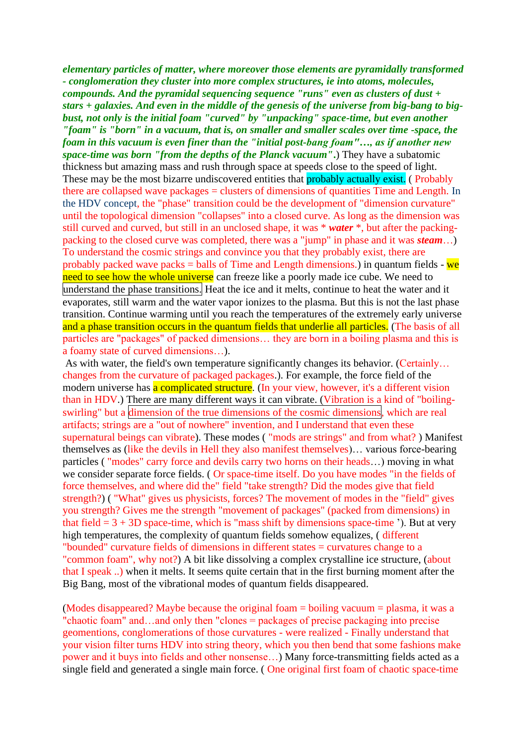***elementary particles of matter, where moreover those elements are pyramidally transformed - conglomeration they cluster into more complex structures, ie into atoms, molecules, compounds. And the pyramidal sequencing sequence "runs" even as clusters of dust + stars + galaxies. And even in the middle of the genesis of the universe from big-bang to big-bust, not only is the initial foam "curved" by "unpacking" space-time, but even another "foam" is "born" in a vacuum, that is, on smaller and smaller scales over time -space, the foam in this vacuum is even finer than the "initial post-bang foam"…, as if another new space-time was born "from the depths of the Planck vacuum".***) They have a subatomic thickness but amazing mass and rush through space at speeds close to the speed of light. These may be the most bizarre undiscovered entities that probably actually exist. ( Probably there are collapsed wave packages = clusters of dimensions of quantities Time and Length. In the HDV concept, the "phase" transition could be the development of "dimension curvature" until the topological dimension "collapses" into a closed curve. As long as the dimension was still curved and curved, but still in an unclosed shape, it was * ***water*** *, but after the packing-packing to the closed curve was completed, there was a "jump" in phase and it was ***steam***…) To understand the cosmic strings and convince you that they probably exist, there are probably packed wave packs = balls of Time and Length dimensions.) in quantum fields - we need to see how the whole universe can freeze like a poorly made ice cube. We need to understand the phase transitions. Heat the ice and it melts, continue to heat the water and it evaporates, still warm and the water vapor ionizes to the plasma. But this is not the last phase transition. Continue warming until you reach the temperatures of the extremely early universe and a phase transition occurs in the quantum fields that underlie all particles. (The basis of all particles are "packages" of packed dimensions… they are born in a boiling plasma and this is a foamy state of curved dimensions…).

As with water, the field's own temperature significantly changes its behavior. (Certainly… changes from the curvature of packaged packages.). For example, the force field of the modern universe has a complicated structure. (In your view, however, it's a different vision than in HDV.) There are many different ways it can vibrate. (Vibration is a kind of "boiling-swirling" but a dimension of the true dimensions of the cosmic dimensions, which are real artifacts; strings are a "out of nowhere" invention, and I understand that even these supernatural beings can vibrate). These modes ( "mods are strings" and from what? ) Manifest themselves as (like the devils in Hell they also manifest themselves)… various force-bearing particles ( "modes" carry force and devils carry two horns on their heads…) moving in what we consider separate force fields. ( Or space-time itself. Do you have modes "in the fields of force themselves, and where did the" field "take strength? Did the modes give that field strength?) ( "What" gives us physicists, forces? The movement of modes in the "field" gives you strength? Gives me the strength "movement of packages" (packed from dimensions) in that field = 3 + 3D space-time, which is "mass shift by dimensions space-time '). But at very high temperatures, the complexity of quantum fields somehow equalizes, ( different "bounded" curvature fields of dimensions in different states = curvatures change to a "common foam", why not?) A bit like dissolving a complex crystalline ice structure, (about that I speak ..) when it melts. It seems quite certain that in the first burning moment after the Big Bang, most of the vibrational modes of quantum fields disappeared.

(Modes disappeared? Maybe because the original foam = boiling vacuum = plasma, it was a "chaotic foam" and…and only then "clones = packages of precise packaging into precise geomentions, conglomerations of those curvatures - were realized - Finally understand that your vision filter turns HDV into string theory, which you then bend that some fashions make power and it buys into fields and other nonsense…) Many force-transmitting fields acted as a single field and generated a single main force. ( One original first foam of chaotic space-time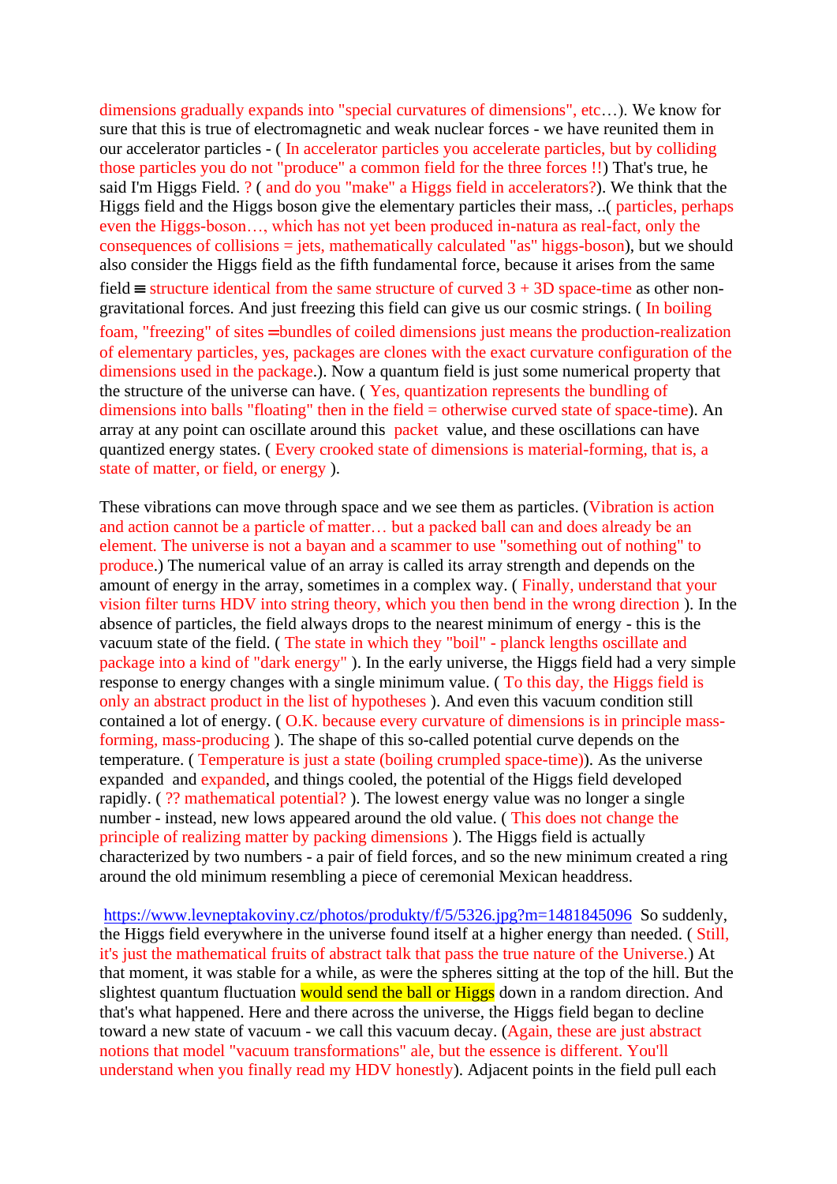dimensions gradually expands into "special curvatures of dimensions", etc…). We know for sure that this is true of electromagnetic and weak nuclear forces - we have reunited them in our accelerator particles - ( In accelerator particles you accelerate particles, but by colliding those particles you do not "produce" a common field for the three forces !!) That's true, he said I'm Higgs Field. ? ( and do you "make" a Higgs field in accelerators?). We think that the Higgs field and the Higgs boson give the elementary particles their mass, ..( particles, perhaps even the Higgs-boson…, which has not yet been produced in-natura as real-fact, only the consequences of collisions = jets, mathematically calculated "as" higgs-boson), but we should also consider the Higgs field as the fifth fundamental force, because it arises from the same field ≡ structure identical from the same structure of curved 3 + 3D space-time as other non-gravitational forces. And just freezing this field can give us our cosmic strings. ( In boiling foam, "freezing" of sites = bundles of coiled dimensions just means the production-realization of elementary particles, yes, packages are clones with the exact curvature configuration of the dimensions used in the package.). Now a quantum field is just some numerical property that the structure of the universe can have. ( Yes, quantization represents the bundling of dimensions into balls "floating" then in the field = otherwise curved state of space-time). An array at any point can oscillate around this packet value, and these oscillations can have quantized energy states. ( Every crooked state of dimensions is material-forming, that is, a state of matter, or field, or energy ).

These vibrations can move through space and we see them as particles. (Vibration is action and action cannot be a particle of matter… but a packed ball can and does already be an element. The universe is not a bayan and a scammer to use "something out of nothing" to produce.) The numerical value of an array is called its array strength and depends on the amount of energy in the array, sometimes in a complex way. ( Finally, understand that your vision filter turns HDV into string theory, which you then bend in the wrong direction ). In the absence of particles, the field always drops to the nearest minimum of energy - this is the vacuum state of the field. ( The state in which they "boil" - planck lengths oscillate and package into a kind of "dark energy" ). In the early universe, the Higgs field had a very simple response to energy changes with a single minimum value. ( To this day, the Higgs field is only an abstract product in the list of hypotheses ). And even this vacuum condition still contained a lot of energy. ( O.K. because every curvature of dimensions is in principle mass-forming, mass-producing ). The shape of this so-called potential curve depends on the temperature. ( Temperature is just a state (boiling crumpled space-time)). As the universe expanded and expanded, and things cooled, the potential of the Higgs field developed rapidly. ( ?? mathematical potential? ). The lowest energy value was no longer a single number - instead, new lows appeared around the old value. ( This does not change the principle of realizing matter by packing dimensions ). The Higgs field is actually characterized by two numbers - a pair of field forces, and so the new minimum created a ring around the old minimum resembling a piece of ceremonial Mexican headdress.

https://www.levneptakoviny.cz/photos/produkty/f/5/5326.jpg?m=1481845096 So suddenly, the Higgs field everywhere in the universe found itself at a higher energy than needed. ( Still, it's just the mathematical fruits of abstract talk that pass the true nature of the Universe.) At that moment, it was stable for a while, as were the spheres sitting at the top of the hill. But the slightest quantum fluctuation would send the ball or Higgs down in a random direction. And that's what happened. Here and there across the universe, the Higgs field began to decline toward a new state of vacuum - we call this vacuum decay. (Again, these are just abstract notions that model "vacuum transformations" ale, but the essence is different. You'll understand when you finally read my HDV honestly). Adjacent points in the field pull each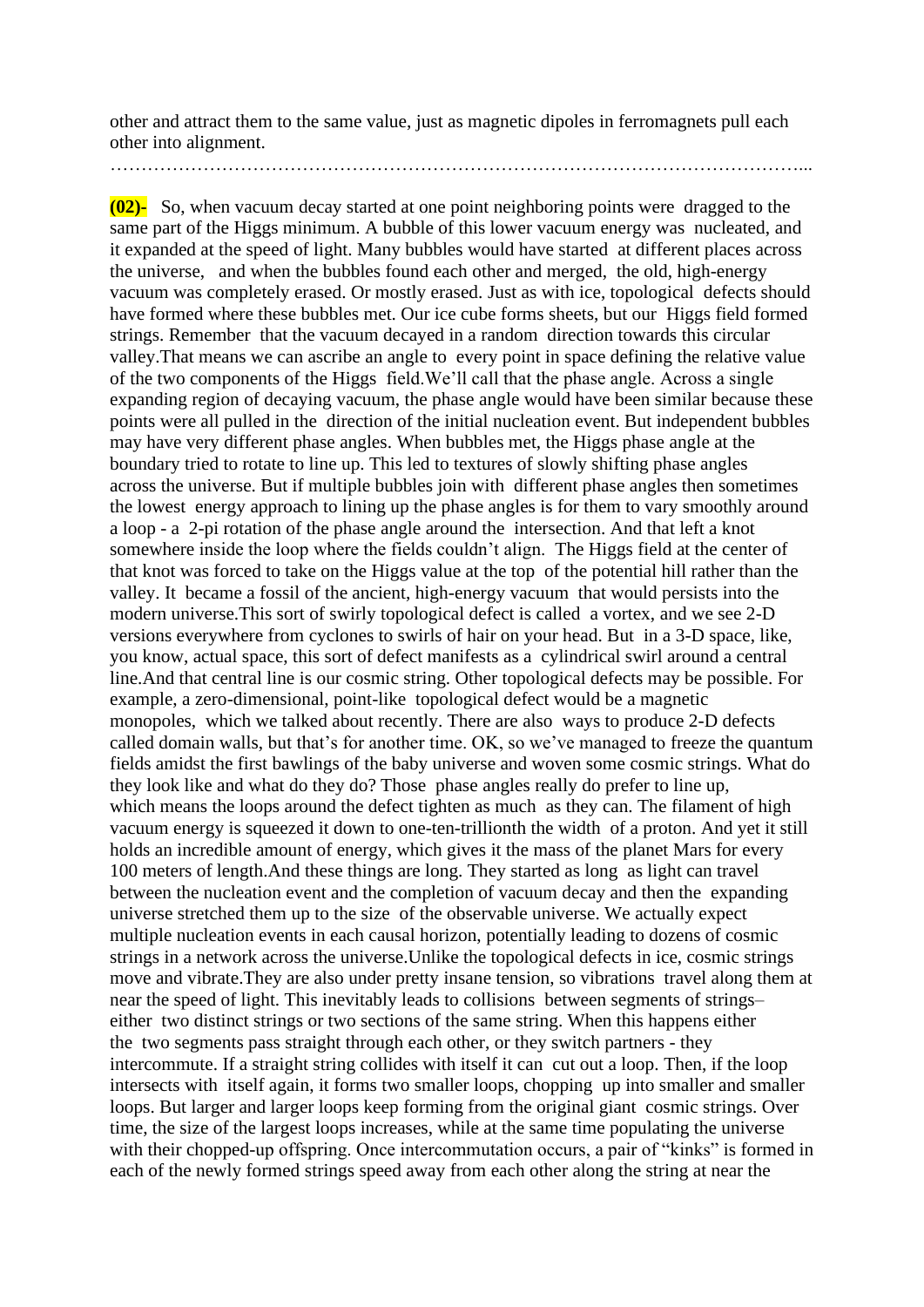other and attract them to the same value, just as magnetic dipoles in ferromagnets pull each other into alignment.

…………………………………………………………………………………………………...

**(02)-** So, when vacuum decay started at one point neighboring points were dragged to the same part of the Higgs minimum. A bubble of this lower vacuum energy was nucleated, and it expanded at the speed of light. Many bubbles would have started at different places across the universe, and when the bubbles found each other and merged, the old, high-energy vacuum was completely erased. Or mostly erased. Just as with ice, topological defects should have formed where these bubbles met. Our ice cube forms sheets, but our Higgs field formed strings. Remember that the vacuum decayed in a random direction towards this circular valley.That means we can ascribe an angle to every point in space defining the relative value of the two components of the Higgs field.We'll call that the phase angle. Across a single expanding region of decaying vacuum, the phase angle would have been similar because these points were all pulled in the direction of the initial nucleation event. But independent bubbles may have very different phase angles. When bubbles met, the Higgs phase angle at the boundary tried to rotate to line up. This led to textures of slowly shifting phase angles across the universe. But if multiple bubbles join with different phase angles then sometimes the lowest energy approach to lining up the phase angles is for them to vary smoothly around a loop - a 2-pi rotation of the phase angle around the intersection. And that left a knot somewhere inside the loop where the fields couldn't align. The Higgs field at the center of that knot was forced to take on the Higgs value at the top of the potential hill rather than the valley. It became a fossil of the ancient, high-energy vacuum that would persists into the modern universe.This sort of swirly topological defect is called a vortex, and we see 2-D versions everywhere from cyclones to swirls of hair on your head. But in a 3-D space, like, you know, actual space, this sort of defect manifests as a cylindrical swirl around a central line.And that central line is our cosmic string. Other topological defects may be possible. For example, a zero-dimensional, point-like topological defect would be a magnetic monopoles, which we talked about recently. There are also ways to produce 2-D defects called domain walls, but that's for another time. OK, so we've managed to freeze the quantum fields amidst the first bawlings of the baby universe and woven some cosmic strings. What do they look like and what do they do? Those phase angles really do prefer to line up, which means the loops around the defect tighten as much as they can. The filament of high vacuum energy is squeezed it down to one-ten-trillionth the width of a proton. And yet it still holds an incredible amount of energy, which gives it the mass of the planet Mars for every 100 meters of length.And these things are long. They started as long as light can travel between the nucleation event and the completion of vacuum decay and then the expanding universe stretched them up to the size of the observable universe. We actually expect multiple nucleation events in each causal horizon, potentially leading to dozens of cosmic strings in a network across the universe.Unlike the topological defects in ice, cosmic strings move and vibrate.They are also under pretty insane tension, so vibrations travel along them at near the speed of light. This inevitably leads to collisions between segments of strings– either two distinct strings or two sections of the same string. When this happens either the two segments pass straight through each other, or they switch partners - they intercommute. If a straight string collides with itself it can cut out a loop. Then, if the loop intersects with itself again, it forms two smaller loops, chopping up into smaller and smaller loops. But larger and larger loops keep forming from the original giant cosmic strings. Over time, the size of the largest loops increases, while at the same time populating the universe with their chopped-up offspring. Once intercommutation occurs, a pair of "kinks" is formed in each of the newly formed strings speed away from each other along the string at near the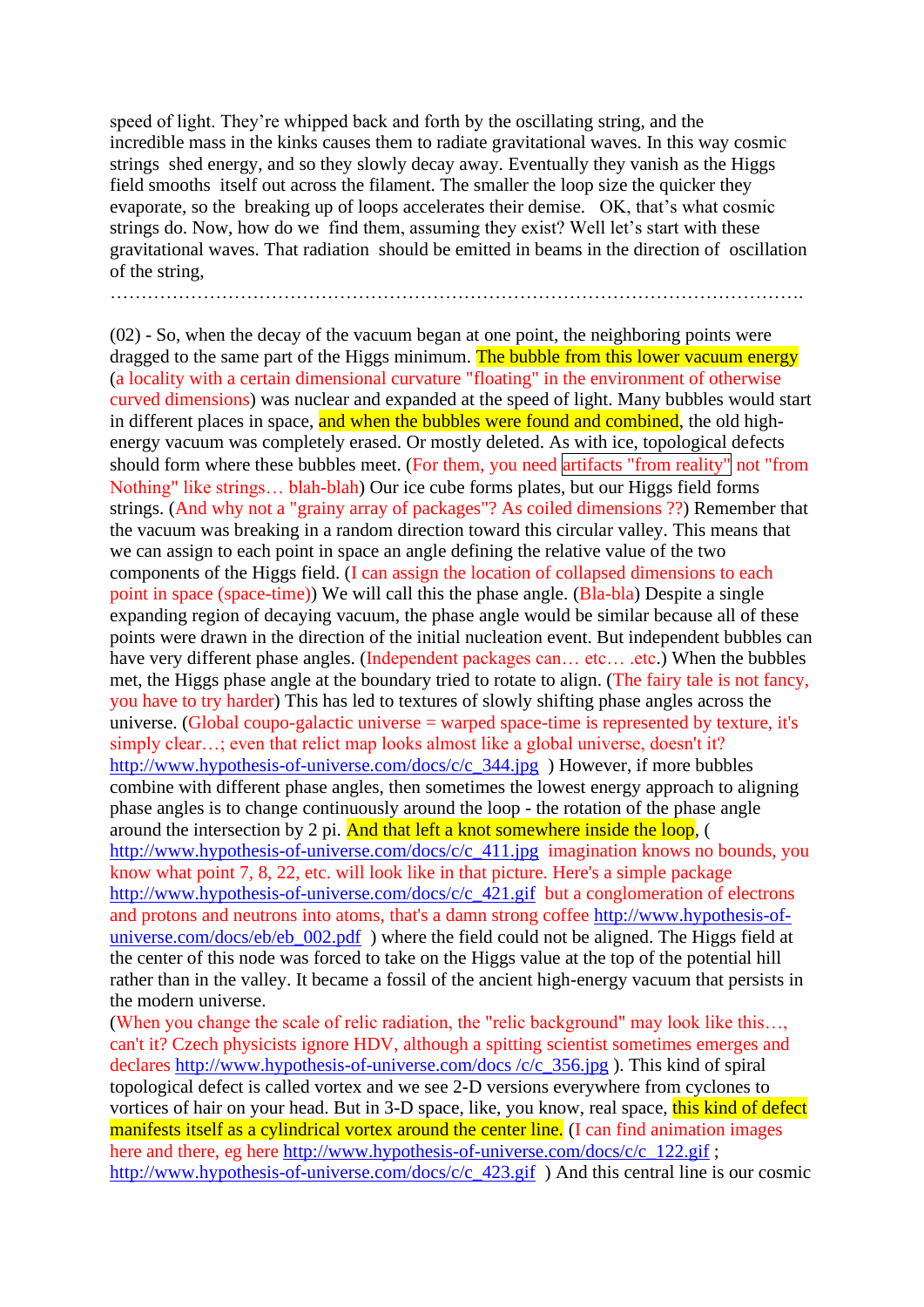speed of light. They're whipped back and forth by the oscillating string, and the incredible mass in the kinks causes them to radiate gravitational waves. In this way cosmic strings shed energy, and so they slowly decay away. Eventually they vanish as the Higgs field smooths itself out across the filament. The smaller the loop size the quicker they evaporate, so the breaking up of loops accelerates their demise. OK, that's what cosmic strings do. Now, how do we find them, assuming they exist? Well let's start with these gravitational waves. That radiation should be emitted in beams in the direction of oscillation of the string,

…………………………………………………………………………………………………….

(02) - So, when the decay of the vacuum began at one point, the neighboring points were dragged to the same part of the Higgs minimum. The bubble from this lower vacuum energy (a locality with a certain dimensional curvature "floating" in the environment of otherwise curved dimensions) was nuclear and expanded at the speed of light. Many bubbles would start in different places in space, and when the bubbles were found and combined, the old high-energy vacuum was completely erased. Or mostly deleted. As with ice, topological defects should form where these bubbles meet. (For them, you need artifacts "from reality" not "from Nothing" like strings… blah-blah) Our ice cube forms plates, but our Higgs field forms strings. (And why not a "grainy array of packages"? As coiled dimensions ??) Remember that the vacuum was breaking in a random direction toward this circular valley. This means that we can assign to each point in space an angle defining the relative value of the two components of the Higgs field. (I can assign the location of collapsed dimensions to each point in space (space-time)) We will call this the phase angle. (Bla-bla) Despite a single expanding region of decaying vacuum, the phase angle would be similar because all of these points were drawn in the direction of the initial nucleation event. But independent bubbles can have very different phase angles. (Independent packages can… etc… .etc.) When the bubbles met, the Higgs phase angle at the boundary tried to rotate to align. (The fairy tale is not fancy, you have to try harder) This has led to textures of slowly shifting phase angles across the universe. (Global coupo-galactic universe = warped space-time is represented by texture, it's simply clear…; even that relict map looks almost like a global universe, doesn't it? http://www.hypothesis-of-universe.com/docs/c/c_344.jpg ) However, if more bubbles combine with different phase angles, then sometimes the lowest energy approach to aligning phase angles is to change continuously around the loop - the rotation of the phase angle around the intersection by 2 pi. And that left a knot somewhere inside the loop, ( http://www.hypothesis-of-universe.com/docs/c/c_411.jpg imagination knows no bounds, you know what point 7, 8, 22, etc. will look like in that picture. Here's a simple package http://www.hypothesis-of-universe.com/docs/c/c_421.gif but a conglomeration of electrons and protons and neutrons into atoms, that's a damn strong coffee http://www.hypothesis-of-universe.com/docs/eb/eb_002.pdf ) where the field could not be aligned. The Higgs field at the center of this node was forced to take on the Higgs value at the top of the potential hill rather than in the valley. It became a fossil of the ancient high-energy vacuum that persists in the modern universe.

(When you change the scale of relic radiation, the "relic background" may look like this…, can't it? Czech physicists ignore HDV, although a spitting scientist sometimes emerges and declares http://www.hypothesis-of-universe.com/docs /c/c_356.jpg ). This kind of spiral topological defect is called vortex and we see 2-D versions everywhere from cyclones to vortices of hair on your head. But in 3-D space, like, you know, real space, this kind of defect manifests itself as a cylindrical vortex around the center line. (I can find animation images here and there, eg here http://www.hypothesis-of-universe.com/docs/c/c_122.gif ; http://www.hypothesis-of-universe.com/docs/c/c_423.gif ) And this central line is our cosmic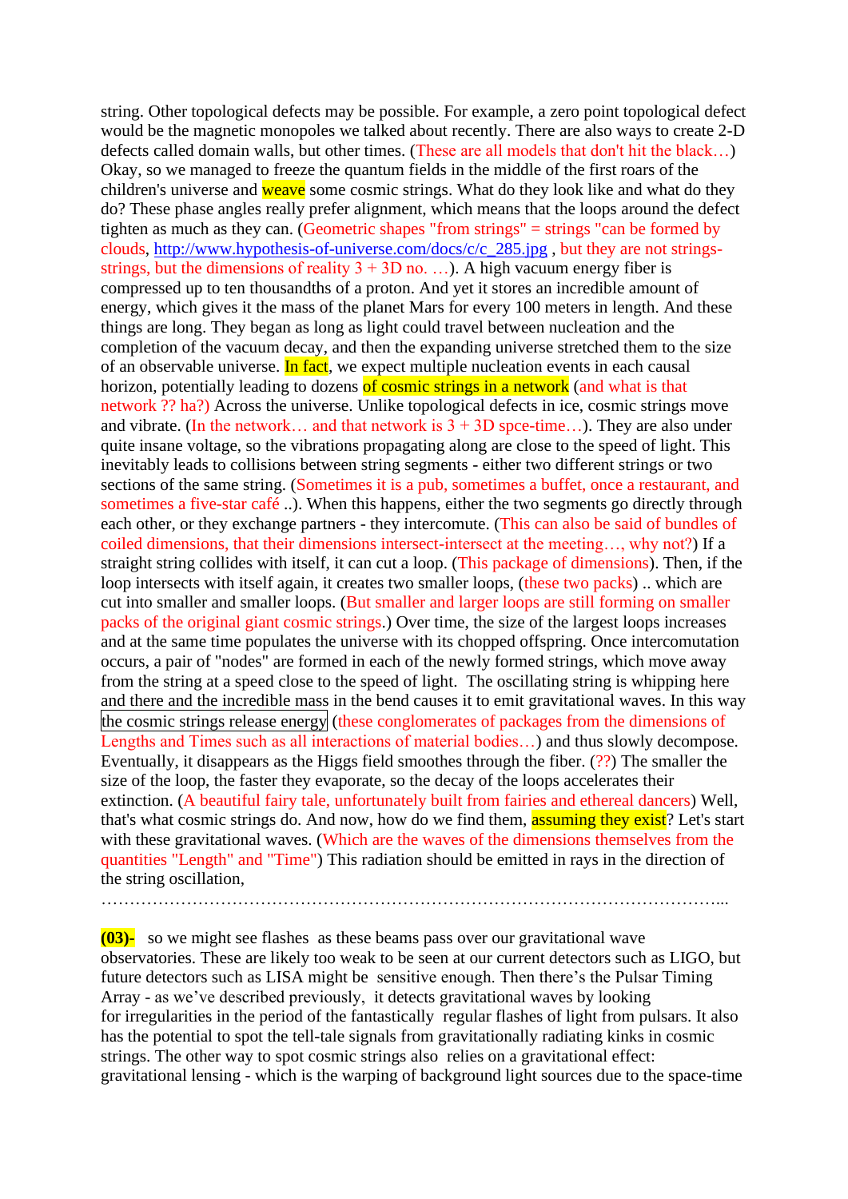string. Other topological defects may be possible. For example, a zero point topological defect would be the magnetic monopoles we talked about recently. There are also ways to create 2-D defects called domain walls, but other times. (These are all models that don't hit the black…) Okay, so we managed to freeze the quantum fields in the middle of the first roars of the children's universe and weave some cosmic strings. What do they look like and what do they do? These phase angles really prefer alignment, which means that the loops around the defect tighten as much as they can. (Geometric shapes "from strings" = strings "can be formed by clouds, http://www.hypothesis-of-universe.com/docs/c/c_285.jpg , but they are not strings-strings, but the dimensions of reality 3 + 3D no. …). A high vacuum energy fiber is compressed up to ten thousandths of a proton. And yet it stores an incredible amount of energy, which gives it the mass of the planet Mars for every 100 meters in length. And these things are long. They began as long as light could travel between nucleation and the completion of the vacuum decay, and then the expanding universe stretched them to the size of an observable universe. In fact, we expect multiple nucleation events in each causal horizon, potentially leading to dozens of cosmic strings in a network (and what is that network ?? ha?) Across the universe. Unlike topological defects in ice, cosmic strings move and vibrate. (In the network… and that network is 3 + 3D spce-time…). They are also under quite insane voltage, so the vibrations propagating along are close to the speed of light. This inevitably leads to collisions between string segments - either two different strings or two sections of the same string. (Sometimes it is a pub, sometimes a buffet, once a restaurant, and sometimes a five-star café ..). When this happens, either the two segments go directly through each other, or they exchange partners - they intercomute. (This can also be said of bundles of coiled dimensions, that their dimensions intersect-intersect at the meeting…, why not?) If a straight string collides with itself, it can cut a loop. (This package of dimensions). Then, if the loop intersects with itself again, it creates two smaller loops, (these two packs) .. which are cut into smaller and smaller loops. (But smaller and larger loops are still forming on smaller packs of the original giant cosmic strings.) Over time, the size of the largest loops increases and at the same time populates the universe with its chopped offspring. Once intercomutation occurs, a pair of "nodes" are formed in each of the newly formed strings, which move away from the string at a speed close to the speed of light. The oscillating string is whipping here and there and the incredible mass in the bend causes it to emit gravitational waves. In this way the cosmic strings release energy (these conglomerates of packages from the dimensions of Lengths and Times such as all interactions of material bodies…) and thus slowly decompose. Eventually, it disappears as the Higgs field smoothes through the fiber. (??) The smaller the size of the loop, the faster they evaporate, so the decay of the loops accelerates their extinction. (A beautiful fairy tale, unfortunately built from fairies and ethereal dancers) Well, that's what cosmic strings do. And now, how do we find them, assuming they exist? Let's start with these gravitational waves. (Which are the waves of the dimensions themselves from the quantities "Length" and "Time") This radiation should be emitted in rays in the direction of the string oscillation,

…………………………………………………………………………………………………...

**(03)-** so we might see flashes as these beams pass over our gravitational wave observatories. These are likely too weak to be seen at our current detectors such as LIGO, but future detectors such as LISA might be sensitive enough. Then there's the Pulsar Timing Array - as we've described previously, it detects gravitational waves by looking for irregularities in the period of the fantastically regular flashes of light from pulsars. It also has the potential to spot the tell-tale signals from gravitationally radiating kinks in cosmic strings. The other way to spot cosmic strings also relies on a gravitational effect: gravitational lensing - which is the warping of background light sources due to the space-time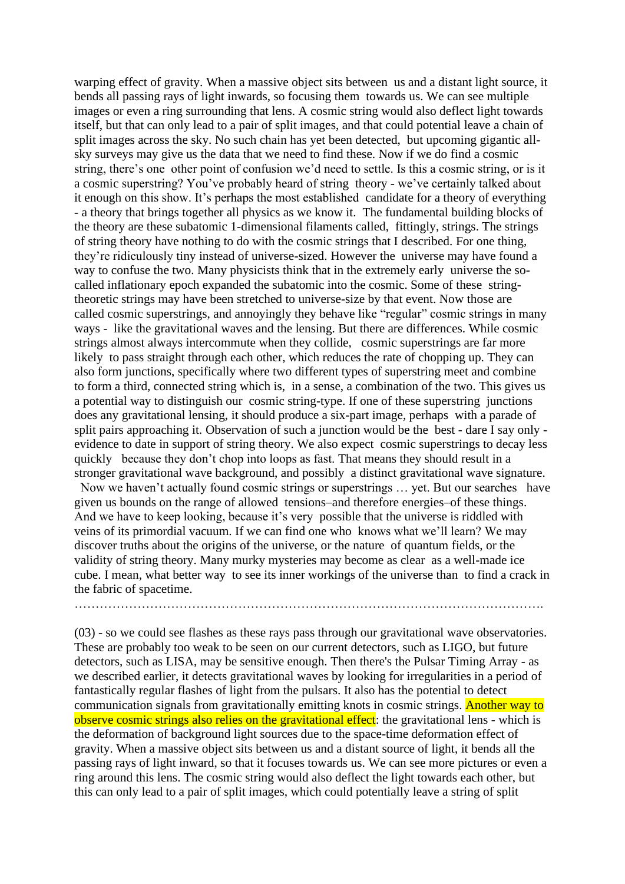warping effect of gravity. When a massive object sits between us and a distant light source, it bends all passing rays of light inwards, so focusing them towards us. We can see multiple images or even a ring surrounding that lens. A cosmic string would also deflect light towards itself, but that can only lead to a pair of split images, and that could potential leave a chain of split images across the sky. No such chain has yet been detected, but upcoming gigantic all-sky surveys may give us the data that we need to find these. Now if we do find a cosmic string, there's one other point of confusion we'd need to settle. Is this a cosmic string, or is it a cosmic superstring? You've probably heard of string theory - we've certainly talked about it enough on this show. It's perhaps the most established candidate for a theory of everything - a theory that brings together all physics as we know it. The fundamental building blocks of the theory are these subatomic 1-dimensional filaments called, fittingly, strings. The strings of string theory have nothing to do with the cosmic strings that I described. For one thing, they're ridiculously tiny instead of universe-sized. However the universe may have found a way to confuse the two. Many physicists think that in the extremely early universe the so-called inflationary epoch expanded the subatomic into the cosmic. Some of these string-theoretic strings may have been stretched to universe-size by that event. Now those are called cosmic superstrings, and annoyingly they behave like "regular" cosmic strings in many ways - like the gravitational waves and the lensing. But there are differences. While cosmic strings almost always intercommute when they collide, cosmic superstrings are far more likely to pass straight through each other, which reduces the rate of chopping up. They can also form junctions, specifically where two different types of superstring meet and combine to form a third, connected string which is, in a sense, a combination of the two. This gives us a potential way to distinguish our cosmic string-type. If one of these superstring junctions does any gravitational lensing, it should produce a six-part image, perhaps with a parade of split pairs approaching it. Observation of such a junction would be the best - dare I say only - evidence to date in support of string theory. We also expect cosmic superstrings to decay less quickly because they don't chop into loops as fast. That means they should result in a stronger gravitational wave background, and possibly a distinct gravitational wave signature.
Now we haven't actually found cosmic strings or superstrings … yet. But our searches have given us bounds on the range of allowed tensions–and therefore energies–of these things. And we have to keep looking, because it's very possible that the universe is riddled with veins of its primordial vacuum. If we can find one who knows what we'll learn? We may discover truths about the origins of the universe, or the nature of quantum fields, or the validity of string theory. Many murky mysteries may become as clear as a well-made ice cube. I mean, what better way to see its inner workings of the universe than to find a crack in the fabric of spacetime.

…………………………………………………………………………………………………….

(03) - so we could see flashes as these rays pass through our gravitational wave observatories. These are probably too weak to be seen on our current detectors, such as LIGO, but future detectors, such as LISA, may be sensitive enough. Then there's the Pulsar Timing Array - as we described earlier, it detects gravitational waves by looking for irregularities in a period of fantastically regular flashes of light from the pulsars. It also has the potential to detect communication signals from gravitationally emitting knots in cosmic strings. Another way to observe cosmic strings also relies on the gravitational effect: the gravitational lens - which is the deformation of background light sources due to the space-time deformation effect of gravity. When a massive object sits between us and a distant source of light, it bends all the passing rays of light inward, so that it focuses towards us. We can see more pictures or even a ring around this lens. The cosmic string would also deflect the light towards each other, but this can only lead to a pair of split images, which could potentially leave a string of split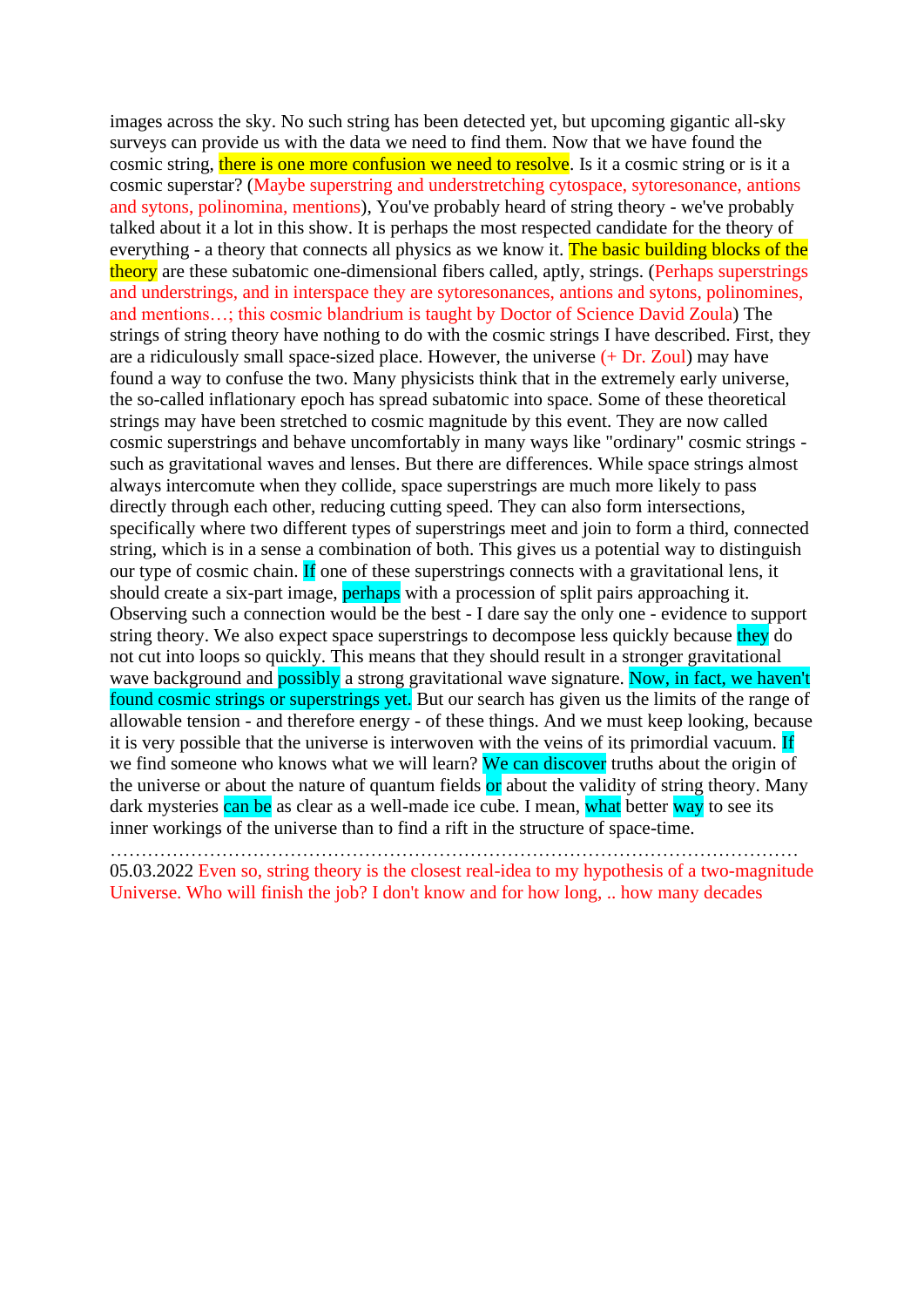images across the sky. No such string has been detected yet, but upcoming gigantic all-sky surveys can provide us with the data we need to find them. Now that we have found the cosmic string, there is one more confusion we need to resolve. Is it a cosmic string or is it a cosmic superstar? (Maybe superstring and understretching cytospace, sytoresonance, antions and sytons, polinomina, mentions), You've probably heard of string theory - we've probably talked about it a lot in this show. It is perhaps the most respected candidate for the theory of everything - a theory that connects all physics as we know it. The basic building blocks of the theory are these subatomic one-dimensional fibers called, aptly, strings. (Perhaps superstrings and understrings, and in interspace they are sytoresonances, antions and sytons, polinomines, and mentions…; this cosmic blandrium is taught by Doctor of Science David Zoula) The strings of string theory have nothing to do with the cosmic strings I have described. First, they are a ridiculously small space-sized place. However, the universe (+ Dr. Zoul) may have found a way to confuse the two. Many physicists think that in the extremely early universe, the so-called inflationary epoch has spread subatomic into space. Some of these theoretical strings may have been stretched to cosmic magnitude by this event. They are now called cosmic superstrings and behave uncomfortably in many ways like "ordinary" cosmic strings - such as gravitational waves and lenses. But there are differences. While space strings almost always intercomute when they collide, space superstrings are much more likely to pass directly through each other, reducing cutting speed. They can also form intersections, specifically where two different types of superstrings meet and join to form a third, connected string, which is in a sense a combination of both. This gives us a potential way to distinguish our type of cosmic chain. If one of these superstrings connects with a gravitational lens, it should create a six-part image, perhaps with a procession of split pairs approaching it. Observing such a connection would be the best - I dare say the only one - evidence to support string theory. We also expect space superstrings to decompose less quickly because they do not cut into loops so quickly. This means that they should result in a stronger gravitational wave background and possibly a strong gravitational wave signature. Now, in fact, we haven't found cosmic strings or superstrings yet. But our search has given us the limits of the range of allowable tension - and therefore energy - of these things. And we must keep looking, because it is very possible that the universe is interwoven with the veins of its primordial vacuum. If we find someone who knows what we will learn? We can discover truths about the origin of the universe or about the nature of quantum fields or about the validity of string theory. Many dark mysteries can be as clear as a well-made ice cube. I mean, what better way to see its inner workings of the universe than to find a rift in the structure of space-time.

…………………………………………………………………………………………………

05.03.2022 Even so, string theory is the closest real-idea to my hypothesis of a two-magnitude Universe. Who will finish the job? I don't know and for how long, .. how many decades